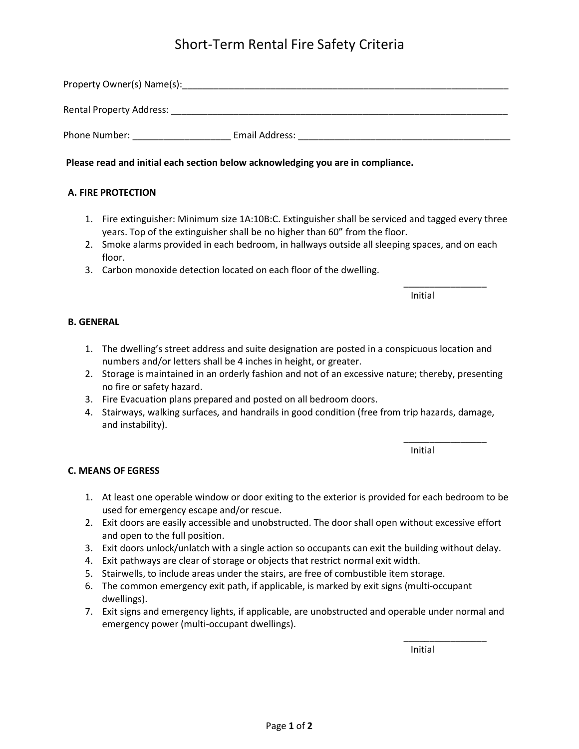# Short-Term Rental Fire Safety Criteria

Property Owner(s) Name(s):_______________________________________________________________

Rental Property Address: __________________________________________________________________

Phone Number: ___________________ Email Address: ________________________________________

**Please read and initial each section below acknowledging you are in compliance.**

### A. FIRE PROTECTION

1. Fire extinguisher: Minimum size 1A:10B:C. Extinguisher shall be serviced and tagged every three years. Top of the extinguisher shall be no higher than 60" from the floor.
2. Smoke alarms provided in each bedroom, in hallways outside all sleeping spaces, and on each floor.
3. Carbon monoxide detection located on each floor of the dwelling.

________________
Initial

### B. GENERAL

1. The dwelling's street address and suite designation are posted in a conspicuous location and numbers and/or letters shall be 4 inches in height, or greater.
2. Storage is maintained in an orderly fashion and not of an excessive nature; thereby, presenting no fire or safety hazard.
3. Fire Evacuation plans prepared and posted on all bedroom doors.
4. Stairways, walking surfaces, and handrails in good condition (free from trip hazards, damage, and instability).

________________
Initial

### C. MEANS OF EGRESS

1. At least one operable window or door exiting to the exterior is provided for each bedroom to be used for emergency escape and/or rescue.
2. Exit doors are easily accessible and unobstructed. The door shall open without excessive effort and open to the full position.
3. Exit doors unlock/unlatch with a single action so occupants can exit the building without delay.
4. Exit pathways are clear of storage or objects that restrict normal exit width.
5. Stairwells, to include areas under the stairs, are free of combustible item storage.
6. The common emergency exit path, if applicable, is marked by exit signs (multi-occupant dwellings).
7. Exit signs and emergency lights, if applicable, are unobstructed and operable under normal and emergency power (multi-occupant dwellings).

________________
Initial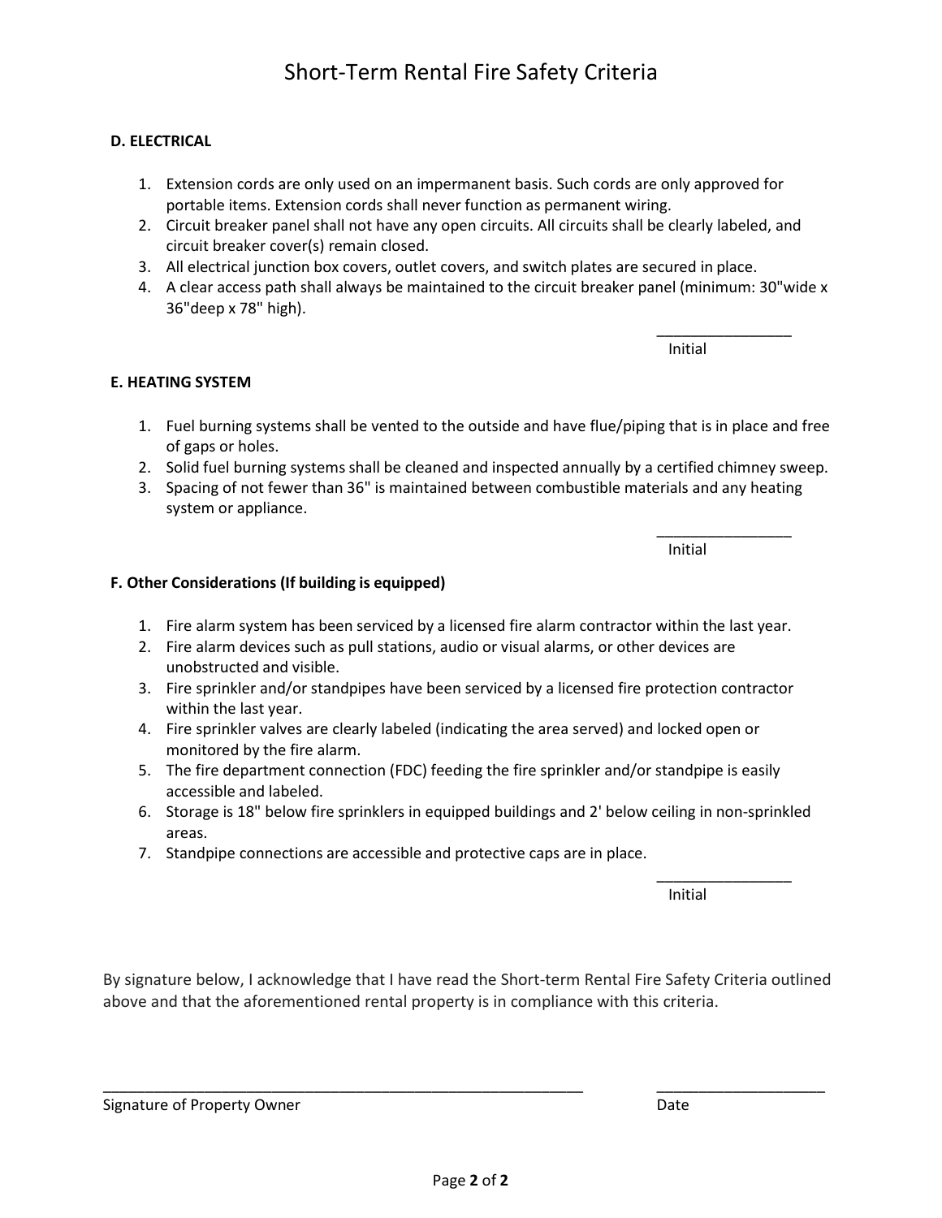# Short-Term Rental Fire Safety Criteria

**D. ELECTRICAL**

1. Extension cords are only used on an impermanent basis. Such cords are only approved for portable items. Extension cords shall never function as permanent wiring.
2. Circuit breaker panel shall not have any open circuits. All circuits shall be clearly labeled, and circuit breaker cover(s) remain closed.
3. All electrical junction box covers, outlet covers, and switch plates are secured in place.
4. A clear access path shall always be maintained to the circuit breaker panel (minimum: 30"wide x 36"deep x 78" high).

________________
Initial

**E. HEATING SYSTEM**

1. Fuel burning systems shall be vented to the outside and have flue/piping that is in place and free of gaps or holes.
2. Solid fuel burning systems shall be cleaned and inspected annually by a certified chimney sweep.
3. Spacing of not fewer than 36" is maintained between combustible materials and any heating system or appliance.

________________
Initial

**F. Other Considerations (If building is equipped)**

1. Fire alarm system has been serviced by a licensed fire alarm contractor within the last year.
2. Fire alarm devices such as pull stations, audio or visual alarms, or other devices are unobstructed and visible.
3. Fire sprinkler and/or standpipes have been serviced by a licensed fire protection contractor within the last year.
4. Fire sprinkler valves are clearly labeled (indicating the area served) and locked open or monitored by the fire alarm.
5. The fire department connection (FDC) feeding the fire sprinkler and/or standpipe is easily accessible and labeled.
6. Storage is 18" below fire sprinklers in equipped buildings and 2' below ceiling in non-sprinkled areas.
7. Standpipe connections are accessible and protective caps are in place.

________________
Initial

By signature below, I acknowledge that I have read the Short-term Rental Fire Safety Criteria outlined above and that the aforementioned rental property is in compliance with this criteria.

____________________________________________________________ ____________________
Signature of Property Owner Date